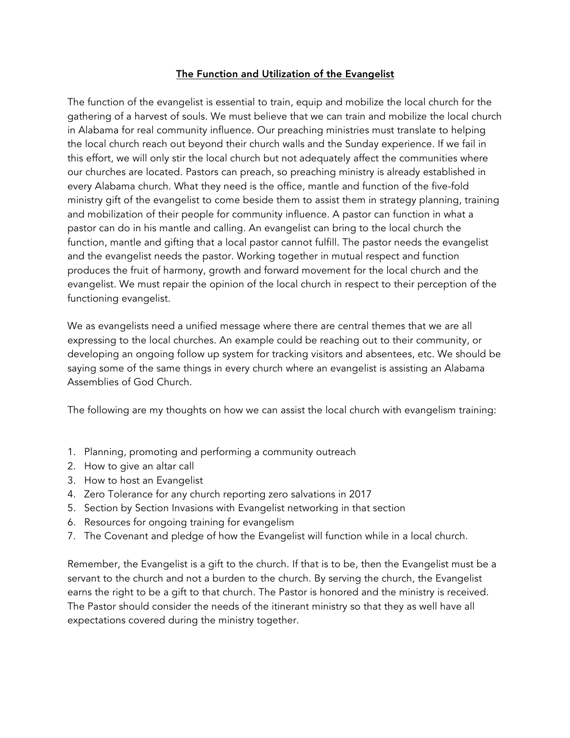# The Function and Utilization of the Evangelist

The function of the evangelist is essential to train, equip and mobilize the local church for the gathering of a harvest of souls. We must believe that we can train and mobilize the local church in Alabama for real community influence. Our preaching ministries must translate to helping the local church reach out beyond their church walls and the Sunday experience. If we fail in this effort, we will only stir the local church but not adequately affect the communities where our churches are located. Pastors can preach, so preaching ministry is already established in every Alabama church. What they need is the office, mantle and function of the five-fold ministry gift of the evangelist to come beside them to assist them in strategy planning, training and mobilization of their people for community influence. A pastor can function in what a pastor can do in his mantle and calling. An evangelist can bring to the local church the function, mantle and gifting that a local pastor cannot fulfill. The pastor needs the evangelist and the evangelist needs the pastor. Working together in mutual respect and function produces the fruit of harmony, growth and forward movement for the local church and the evangelist. We must repair the opinion of the local church in respect to their perception of the functioning evangelist.

We as evangelists need a unified message where there are central themes that we are all expressing to the local churches. An example could be reaching out to their community, or developing an ongoing follow up system for tracking visitors and absentees, etc. We should be saying some of the same things in every church where an evangelist is assisting an Alabama Assemblies of God Church.

The following are my thoughts on how we can assist the local church with evangelism training:

1. Planning, promoting and performing a community outreach
2. How to give an altar call
3. How to host an Evangelist
4. Zero Tolerance for any church reporting zero salvations in 2017
5. Section by Section Invasions with Evangelist networking in that section
6. Resources for ongoing training for evangelism
7. The Covenant and pledge of how the Evangelist will function while in a local church.

Remember, the Evangelist is a gift to the church. If that is to be, then the Evangelist must be a servant to the church and not a burden to the church. By serving the church, the Evangelist earns the right to be a gift to that church. The Pastor is honored and the ministry is received. The Pastor should consider the needs of the itinerant ministry so that they as well have all expectations covered during the ministry together.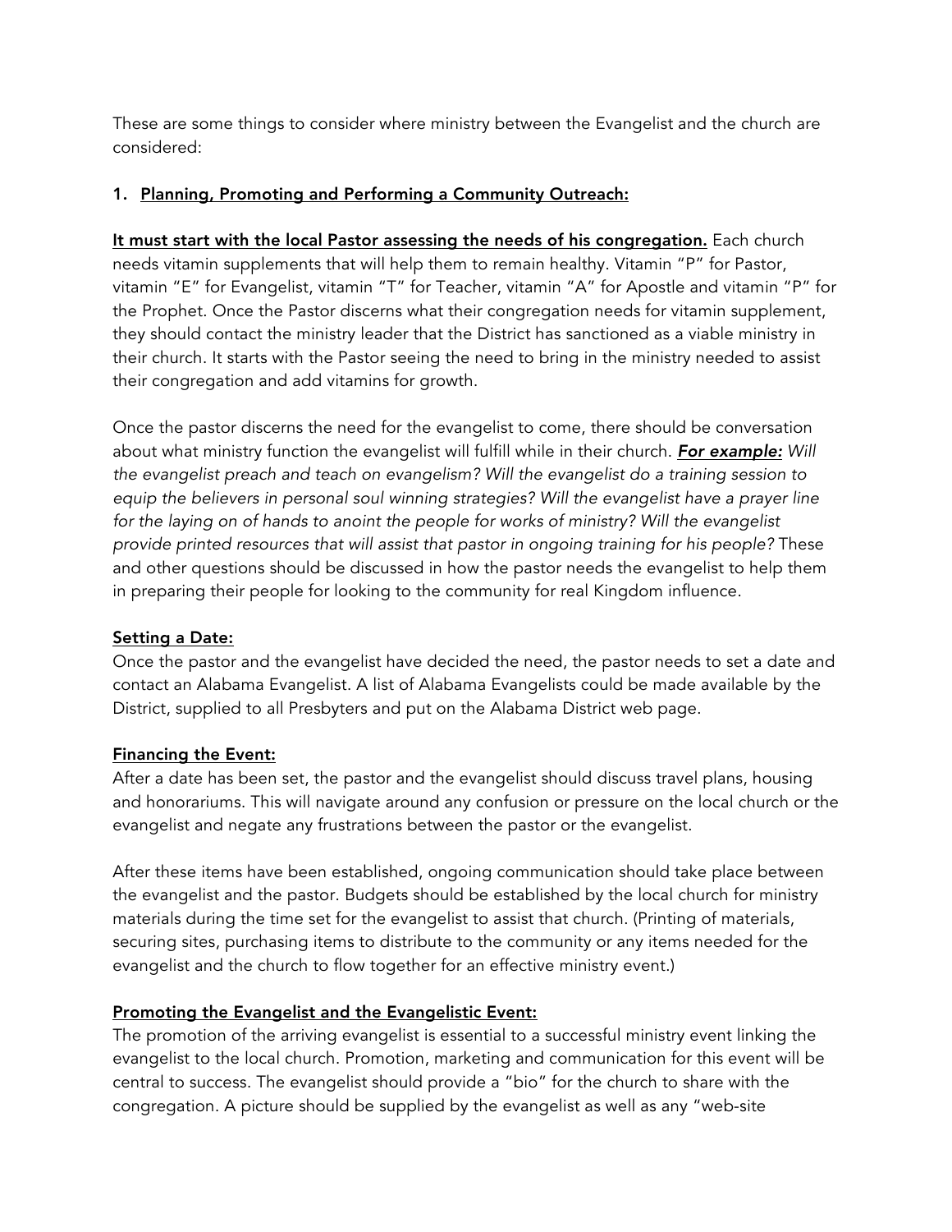These are some things to consider where ministry between the Evangelist and the church are considered:

1. **<u>Planning, Promoting and Performing a Community Outreach:</u>**

**<u>It must start with the local Pastor assessing the needs of his congregation.</u>** Each church needs vitamin supplements that will help them to remain healthy. Vitamin "P" for Pastor, vitamin "E" for Evangelist, vitamin "T" for Teacher, vitamin "A" for Apostle and vitamin "P" for the Prophet. Once the Pastor discerns what their congregation needs for vitamin supplement, they should contact the ministry leader that the District has sanctioned as a viable ministry in their church. It starts with the Pastor seeing the need to bring in the ministry needed to assist their congregation and add vitamins for growth.

Once the pastor discerns the need for the evangelist to come, there should be conversation about what ministry function the evangelist will fulfill while in their church. ***<u>For example:</u>*** *Will the evangelist preach and teach on evangelism? Will the evangelist do a training session to equip the believers in personal soul winning strategies? Will the evangelist have a prayer line for the laying on of hands to anoint the people for works of ministry? Will the evangelist provide printed resources that will assist that pastor in ongoing training for his people?* These and other questions should be discussed in how the pastor needs the evangelist to help them in preparing their people for looking to the community for real Kingdom influence.

**<u>Setting a Date:</u>**
Once the pastor and the evangelist have decided the need, the pastor needs to set a date and contact an Alabama Evangelist. A list of Alabama Evangelists could be made available by the District, supplied to all Presbyters and put on the Alabama District web page.

**<u>Financing the Event:</u>**
After a date has been set, the pastor and the evangelist should discuss travel plans, housing and honorariums. This will navigate around any confusion or pressure on the local church or the evangelist and negate any frustrations between the pastor or the evangelist.

After these items have been established, ongoing communication should take place between the evangelist and the pastor. Budgets should be established by the local church for ministry materials during the time set for the evangelist to assist that church. (Printing of materials, securing sites, purchasing items to distribute to the community or any items needed for the evangelist and the church to flow together for an effective ministry event.)

**<u>Promoting the Evangelist and the Evangelistic Event:</u>**
The promotion of the arriving evangelist is essential to a successful ministry event linking the evangelist to the local church. Promotion, marketing and communication for this event will be central to success. The evangelist should provide a "bio" for the church to share with the congregation. A picture should be supplied by the evangelist as well as any "web-site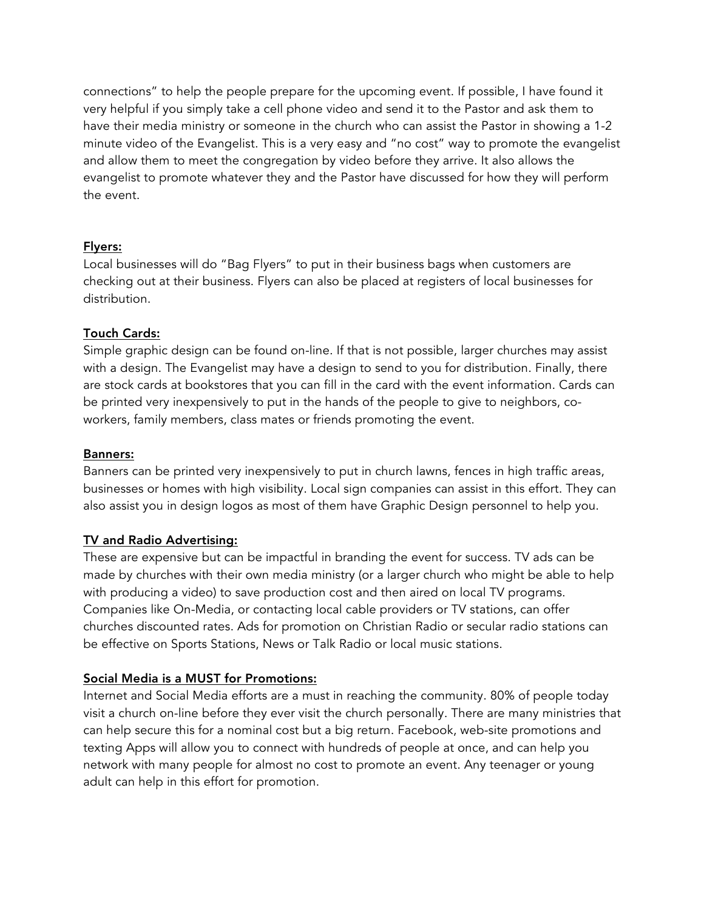connections" to help the people prepare for the upcoming event. If possible, I have found it very helpful if you simply take a cell phone video and send it to the Pastor and ask them to have their media ministry or someone in the church who can assist the Pastor in showing a 1-2 minute video of the Evangelist. This is a very easy and "no cost" way to promote the evangelist and allow them to meet the congregation by video before they arrive. It also allows the evangelist to promote whatever they and the Pastor have discussed for how they will perform the event.

<u>**Flyers:**</u>
Local businesses will do "Bag Flyers" to put in their business bags when customers are checking out at their business. Flyers can also be placed at registers of local businesses for distribution.

<u>**Touch Cards:**</u>
Simple graphic design can be found on-line. If that is not possible, larger churches may assist with a design. The Evangelist may have a design to send to you for distribution. Finally, there are stock cards at bookstores that you can fill in the card with the event information. Cards can be printed very inexpensively to put in the hands of the people to give to neighbors, co-workers, family members, class mates or friends promoting the event.

<u>**Banners:**</u>
Banners can be printed very inexpensively to put in church lawns, fences in high traffic areas, businesses or homes with high visibility. Local sign companies can assist in this effort. They can also assist you in design logos as most of them have Graphic Design personnel to help you.

<u>**TV and Radio Advertising:**</u>
These are expensive but can be impactful in branding the event for success. TV ads can be made by churches with their own media ministry (or a larger church who might be able to help with producing a video) to save production cost and then aired on local TV programs. Companies like On-Media, or contacting local cable providers or TV stations, can offer churches discounted rates. Ads for promotion on Christian Radio or secular radio stations can be effective on Sports Stations, News or Talk Radio or local music stations.

<u>**Social Media is a MUST for Promotions:**</u>
Internet and Social Media efforts are a must in reaching the community. 80% of people today visit a church on-line before they ever visit the church personally. There are many ministries that can help secure this for a nominal cost but a big return. Facebook, web-site promotions and texting Apps will allow you to connect with hundreds of people at once, and can help you network with many people for almost no cost to promote an event. Any teenager or young adult can help in this effort for promotion.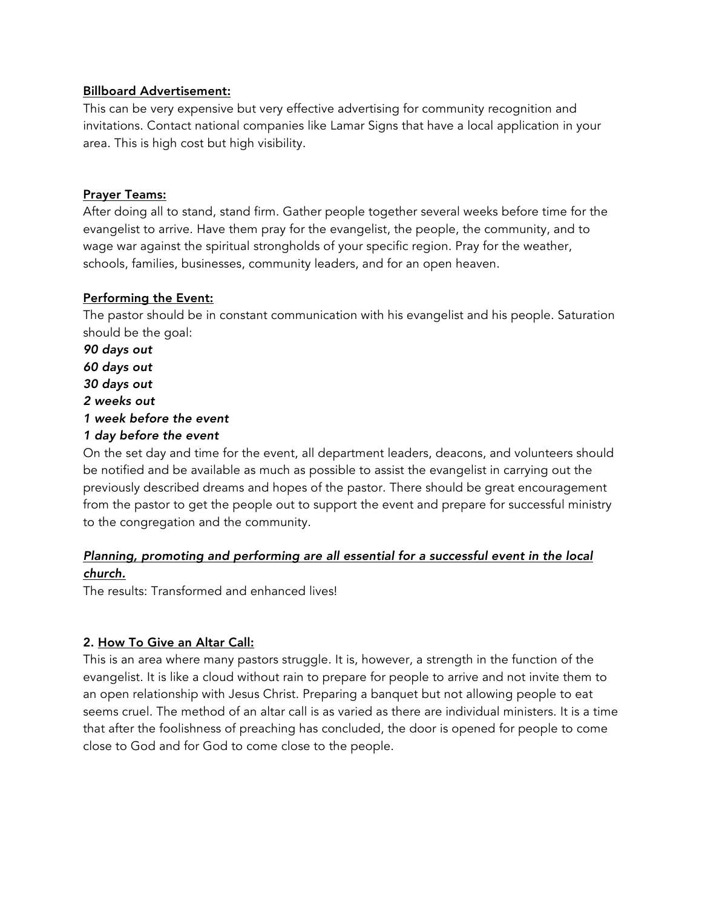**Billboard Advertisement:**

This can be very expensive but very effective advertising for community recognition and invitations. Contact national companies like Lamar Signs that have a local application in your area. This is high cost but high visibility.

**Prayer Teams:**

After doing all to stand, stand firm. Gather people together several weeks before time for the evangelist to arrive. Have them pray for the evangelist, the people, the community, and to wage war against the spiritual strongholds of your specific region. Pray for the weather, schools, families, businesses, community leaders, and for an open heaven.

**Performing the Event:**

The pastor should be in constant communication with his evangelist and his people. Saturation should be the goal:

***90 days out***
***60 days out***
***30 days out***
***2 weeks out***
***1 week before the event***
***1 day before the event***

On the set day and time for the event, all department leaders, deacons, and volunteers should be notified and be available as much as possible to assist the evangelist in carrying out the previously described dreams and hopes of the pastor. There should be great encouragement from the pastor to get the people out to support the event and prepare for successful ministry to the congregation and the community.

***Planning, promoting and performing are all essential for a successful event in the local church.***

The results: Transformed and enhanced lives!

## 2. How To Give an Altar Call:

This is an area where many pastors struggle. It is, however, a strength in the function of the evangelist. It is like a cloud without rain to prepare for people to arrive and not invite them to an open relationship with Jesus Christ. Preparing a banquet but not allowing people to eat seems cruel. The method of an altar call is as varied as there are individual ministers. It is a time that after the foolishness of preaching has concluded, the door is opened for people to come close to God and for God to come close to the people.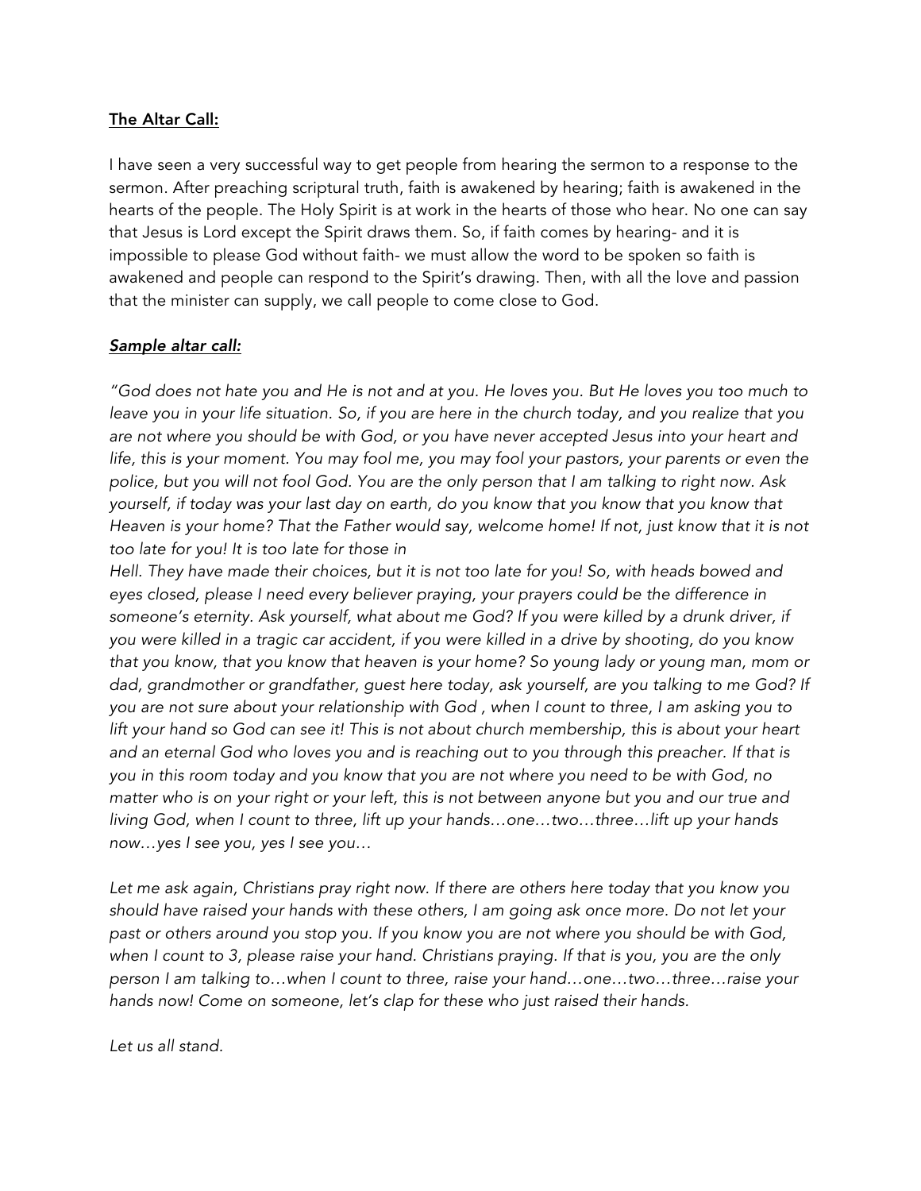__The Altar Call:__

I have seen a very successful way to get people from hearing the sermon to a response to the sermon. After preaching scriptural truth, faith is awakened by hearing; faith is awakened in the hearts of the people. The Holy Spirit is at work in the hearts of those who hear. No one can say that Jesus is Lord except the Spirit draws them. So, if faith comes by hearing- and it is impossible to please God without faith- we must allow the word to be spoken so faith is awakened and people can respond to the Spirit's drawing. Then, with all the love and passion that the minister can supply, we call people to come close to God.

***__Sample altar call:__***

*"God does not hate you and He is not and at you. He loves you. But He loves you too much to leave you in your life situation. So, if you are here in the church today, and you realize that you are not where you should be with God, or you have never accepted Jesus into your heart and life, this is your moment. You may fool me, you may fool your pastors, your parents or even the police, but you will not fool God. You are the only person that I am talking to right now. Ask yourself, if today was your last day on earth, do you know that you know that you know that Heaven is your home? That the Father would say, welcome home! If not, just know that it is not too late for you! It is too late for those in Hell. They have made their choices, but it is not too late for you! So, with heads bowed and eyes closed, please I need every believer praying, your prayers could be the difference in someone's eternity. Ask yourself, what about me God? If you were killed by a drunk driver, if you were killed in a tragic car accident, if you were killed in a drive by shooting, do you know that you know, that you know that heaven is your home? So young lady or young man, mom or dad, grandmother or grandfather, guest here today, ask yourself, are you talking to me God? If you are not sure about your relationship with God , when I count to three, I am asking you to lift your hand so God can see it! This is not about church membership, this is about your heart and an eternal God who loves you and is reaching out to you through this preacher. If that is you in this room today and you know that you are not where you need to be with God, no matter who is on your right or your left, this is not between anyone but you and our true and living God, when I count to three, lift up your hands…one…two…three…lift up your hands now…yes I see you, yes I see you…*

*Let me ask again, Christians pray right now. If there are others here today that you know you should have raised your hands with these others, I am going ask once more. Do not let your past or others around you stop you. If you know you are not where you should be with God, when I count to 3, please raise your hand. Christians praying. If that is you, you are the only person I am talking to…when I count to three, raise your hand…one…two…three…raise your hands now! Come on someone, let's clap for these who just raised their hands.*

*Let us all stand.*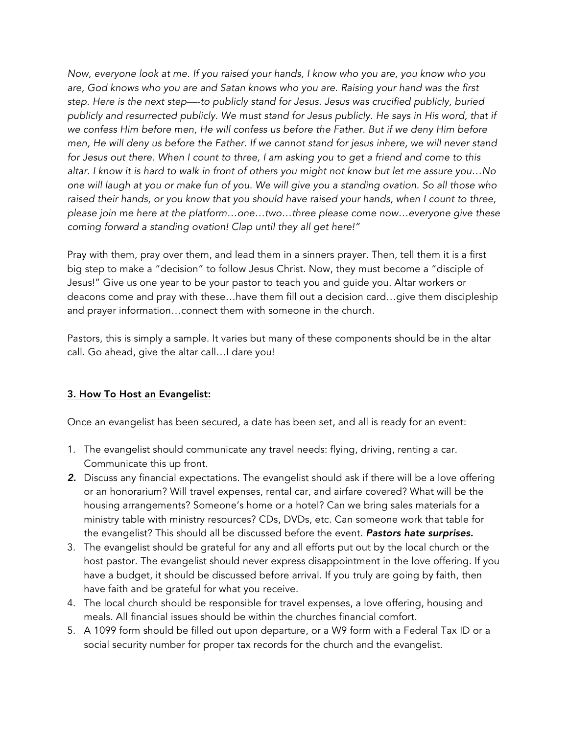*Now, everyone look at me. If you raised your hands, I know who you are, you know who you are, God knows who you are and Satan knows who you are. Raising your hand was the first step. Here is the next step—-to publicly stand for Jesus. Jesus was crucified publicly, buried publicly and resurrected publicly. We must stand for Jesus publicly. He says in His word, that if we confess Him before men, He will confess us before the Father. But if we deny Him before men, He will deny us before the Father. If we cannot stand for jesus inhere, we will never stand for Jesus out there. When I count to three, I am asking you to get a friend and come to this altar. I know it is hard to walk in front of others you might not know but let me assure you…No one will laugh at you or make fun of you. We will give you a standing ovation. So all those who raised their hands, or you know that you should have raised your hands, when I count to three, please join me here at the platform…one…two…three please come now…everyone give these coming forward a standing ovation! Clap until they all get here!"*

Pray with them, pray over them, and lead them in a sinners prayer. Then, tell them it is a first big step to make a "decision" to follow Jesus Christ. Now, they must become a "disciple of Jesus!" Give us one year to be your pastor to teach you and guide you. Altar workers or deacons come and pray with these…have them fill out a decision card…give them discipleship and prayer information…connect them with someone in the church.

Pastors, this is simply a sample. It varies but many of these components should be in the altar call. Go ahead, give the altar call…I dare you!

## 3. How To Host an Evangelist:

Once an evangelist has been secured, a date has been set, and all is ready for an event:

1. The evangelist should communicate any travel needs: flying, driving, renting a car. Communicate this up front.
2. Discuss any financial expectations. The evangelist should ask if there will be a love offering or an honorarium? Will travel expenses, rental car, and airfare covered? What will be the housing arrangements? Someone's home or a hotel? Can we bring sales materials for a ministry table with ministry resources? CDs, DVDs, etc. Can someone work that table for the evangelist? This should all be discussed before the event. ***Pastors hate surprises.***
3. The evangelist should be grateful for any and all efforts put out by the local church or the host pastor. The evangelist should never express disappointment in the love offering. If you have a budget, it should be discussed before arrival. If you truly are going by faith, then have faith and be grateful for what you receive.
4. The local church should be responsible for travel expenses, a love offering, housing and meals. All financial issues should be within the churches financial comfort.
5. A 1099 form should be filled out upon departure, or a W9 form with a Federal Tax ID or a social security number for proper tax records for the church and the evangelist.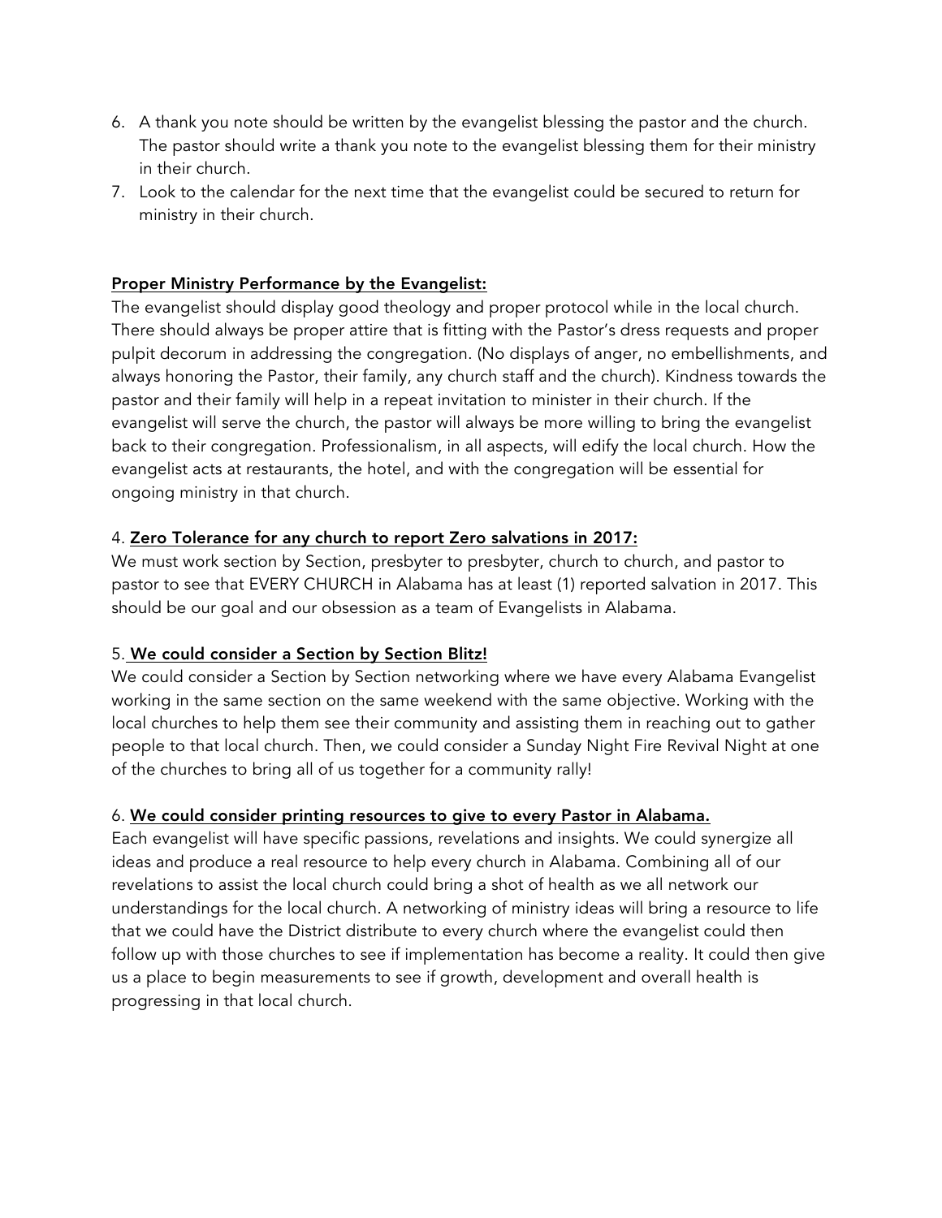6. A thank you note should be written by the evangelist blessing the pastor and the church. The pastor should write a thank you note to the evangelist blessing them for their ministry in their church.
7. Look to the calendar for the next time that the evangelist could be secured to return for ministry in their church.

**<u>Proper Ministry Performance by the Evangelist:</u>**

The evangelist should display good theology and proper protocol while in the local church. There should always be proper attire that is fitting with the Pastor's dress requests and proper pulpit decorum in addressing the congregation. (No displays of anger, no embellishments, and always honoring the Pastor, their family, any church staff and the church). Kindness towards the pastor and their family will help in a repeat invitation to minister in their church. If the evangelist will serve the church, the pastor will always be more willing to bring the evangelist back to their congregation. Professionalism, in all aspects, will edify the local church. How the evangelist acts at restaurants, the hotel, and with the congregation will be essential for ongoing ministry in that church.

4. **<u>Zero Tolerance for any church to report Zero salvations in 2017:</u>**

We must work section by Section, presbyter to presbyter, church to church, and pastor to pastor to see that EVERY CHURCH in Alabama has at least (1) reported salvation in 2017. This should be our goal and our obsession as a team of Evangelists in Alabama.

5. **<u>We could consider a Section by Section Blitz!</u>**

We could consider a Section by Section networking where we have every Alabama Evangelist working in the same section on the same weekend with the same objective. Working with the local churches to help them see their community and assisting them in reaching out to gather people to that local church. Then, we could consider a Sunday Night Fire Revival Night at one of the churches to bring all of us together for a community rally!

6. **<u>We could consider printing resources to give to every Pastor in Alabama.</u>**

Each evangelist will have specific passions, revelations and insights. We could synergize all ideas and produce a real resource to help every church in Alabama. Combining all of our revelations to assist the local church could bring a shot of health as we all network our understandings for the local church. A networking of ministry ideas will bring a resource to life that we could have the District distribute to every church where the evangelist could then follow up with those churches to see if implementation has become a reality. It could then give us a place to begin measurements to see if growth, development and overall health is progressing in that local church.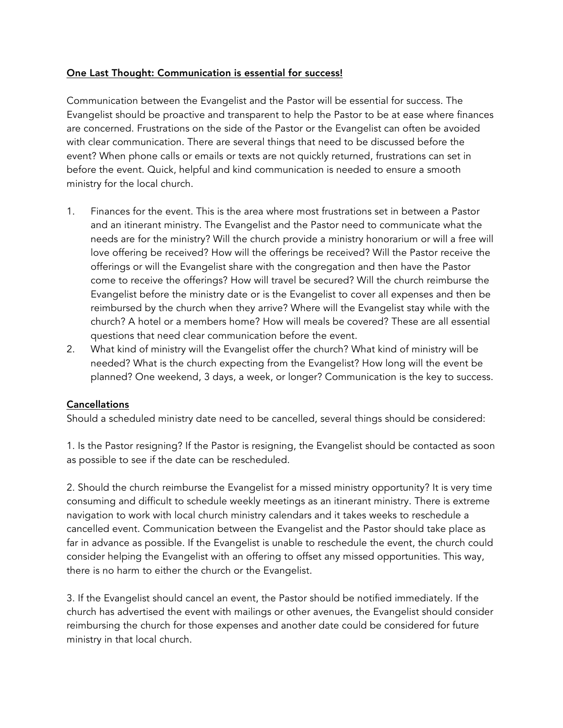**One Last Thought: Communication is essential for success!**

Communication between the Evangelist and the Pastor will be essential for success. The Evangelist should be proactive and transparent to help the Pastor to be at ease where finances are concerned. Frustrations on the side of the Pastor or the Evangelist can often be avoided with clear communication. There are several things that need to be discussed before the event? When phone calls or emails or texts are not quickly returned, frustrations can set in before the event. Quick, helpful and kind communication is needed to ensure a smooth ministry for the local church.

1. Finances for the event. This is the area where most frustrations set in between a Pastor and an itinerant ministry. The Evangelist and the Pastor need to communicate what the needs are for the ministry? Will the church provide a ministry honorarium or will a free will love offering be received? How will the offerings be received? Will the Pastor receive the offerings or will the Evangelist share with the congregation and then have the Pastor come to receive the offerings? How will travel be secured? Will the church reimburse the Evangelist before the ministry date or is the Evangelist to cover all expenses and then be reimbursed by the church when they arrive? Where will the Evangelist stay while with the church? A hotel or a members home? How will meals be covered? These are all essential questions that need clear communication before the event.
2. What kind of ministry will the Evangelist offer the church? What kind of ministry will be needed? What is the church expecting from the Evangelist? How long will the event be planned? One weekend, 3 days, a week, or longer? Communication is the key to success.

**Cancellations**

Should a scheduled ministry date need to be cancelled, several things should be considered:

1. Is the Pastor resigning? If the Pastor is resigning, the Evangelist should be contacted as soon as possible to see if the date can be rescheduled.

2. Should the church reimburse the Evangelist for a missed ministry opportunity? It is very time consuming and difficult to schedule weekly meetings as an itinerant ministry. There is extreme navigation to work with local church ministry calendars and it takes weeks to reschedule a cancelled event. Communication between the Evangelist and the Pastor should take place as far in advance as possible. If the Evangelist is unable to reschedule the event, the church could consider helping the Evangelist with an offering to offset any missed opportunities. This way, there is no harm to either the church or the Evangelist.

3. If the Evangelist should cancel an event, the Pastor should be notified immediately. If the church has advertised the event with mailings or other avenues, the Evangelist should consider reimbursing the church for those expenses and another date could be considered for future ministry in that local church.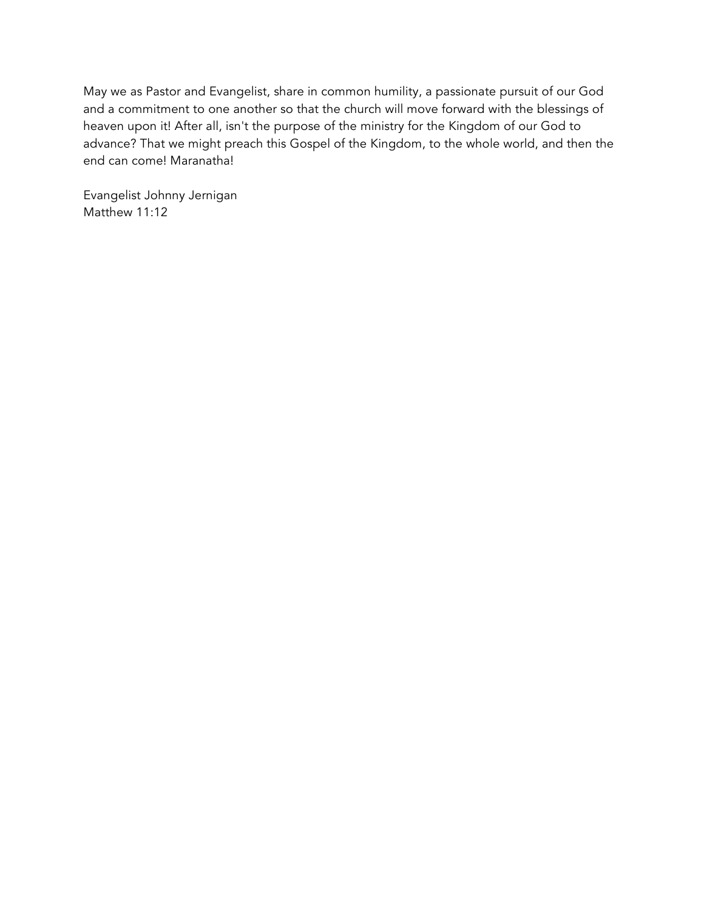May we as Pastor and Evangelist, share in common humility, a passionate pursuit of our God and a commitment to one another so that the church will move forward with the blessings of heaven upon it! After all, isn't the purpose of the ministry for the Kingdom of our God to advance? That we might preach this Gospel of the Kingdom, to the whole world, and then the end can come! Maranatha!

Evangelist Johnny Jernigan
Matthew 11:12